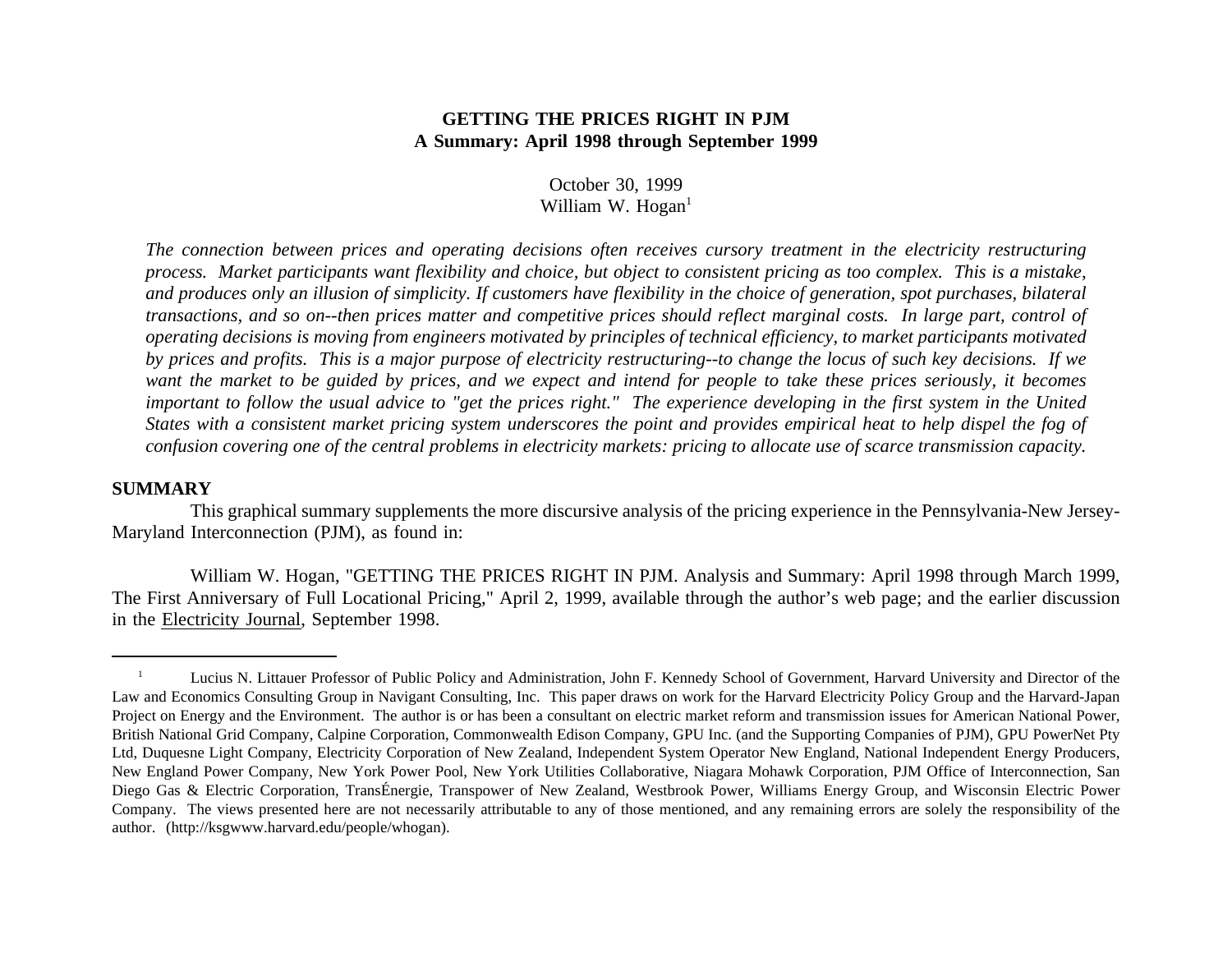# GETTING THE PRICES RIGHT IN PJM
## A Summary: April 1998 through September 1999

October 30, 1999
William W. Hogan[1]

*The connection between prices and operating decisions often receives cursory treatment in the electricity restructuring process. Market participants want flexibility and choice, but object to consistent pricing as too complex. This is a mistake, and produces only an illusion of simplicity. If customers have flexibility in the choice of generation, spot purchases, bilateral transactions, and so on--then prices matter and competitive prices should reflect marginal costs. In large part, control of operating decisions is moving from engineers motivated by principles of technical efficiency, to market participants motivated by prices and profits. This is a major purpose of electricity restructuring--to change the locus of such key decisions. If we want the market to be guided by prices, and we expect and intend for people to take these prices seriously, it becomes important to follow the usual advice to "get the prices right." The experience developing in the first system in the United States with a consistent market pricing system underscores the point and provides empirical heat to help dispel the fog of confusion covering one of the central problems in electricity markets: pricing to allocate use of scarce transmission capacity.*

## SUMMARY

This graphical summary supplements the more discursive analysis of the pricing experience in the Pennsylvania-New Jersey-Maryland Interconnection (PJM), as found in:

William W. Hogan, "GETTING THE PRICES RIGHT IN PJM. Analysis and Summary: April 1998 through March 1999, The First Anniversary of Full Locational Pricing," April 2, 1999, available through the author's web page; and the earlier discussion in the Electricity Journal, September 1998.

---

[1] Lucius N. Littauer Professor of Public Policy and Administration, John F. Kennedy School of Government, Harvard University and Director of the Law and Economics Consulting Group in Navigant Consulting, Inc. This paper draws on work for the Harvard Electricity Policy Group and the Harvard-Japan Project on Energy and the Environment. The author is or has been a consultant on electric market reform and transmission issues for American National Power, British National Grid Company, Calpine Corporation, Commonwealth Edison Company, GPU Inc. (and the Supporting Companies of PJM), GPU PowerNet Pty Ltd, Duquesne Light Company, Electricity Corporation of New Zealand, Independent System Operator New England, National Independent Energy Producers, New England Power Company, New York Power Pool, New York Utilities Collaborative, Niagara Mohawk Corporation, PJM Office of Interconnection, San Diego Gas & Electric Corporation, TransÉnergie, Transpower of New Zealand, Westbrook Power, Williams Energy Group, and Wisconsin Electric Power Company. The views presented here are not necessarily attributable to any of those mentioned, and any remaining errors are solely the responsibility of the author. (http://ksgwww.harvard.edu/people/whogan).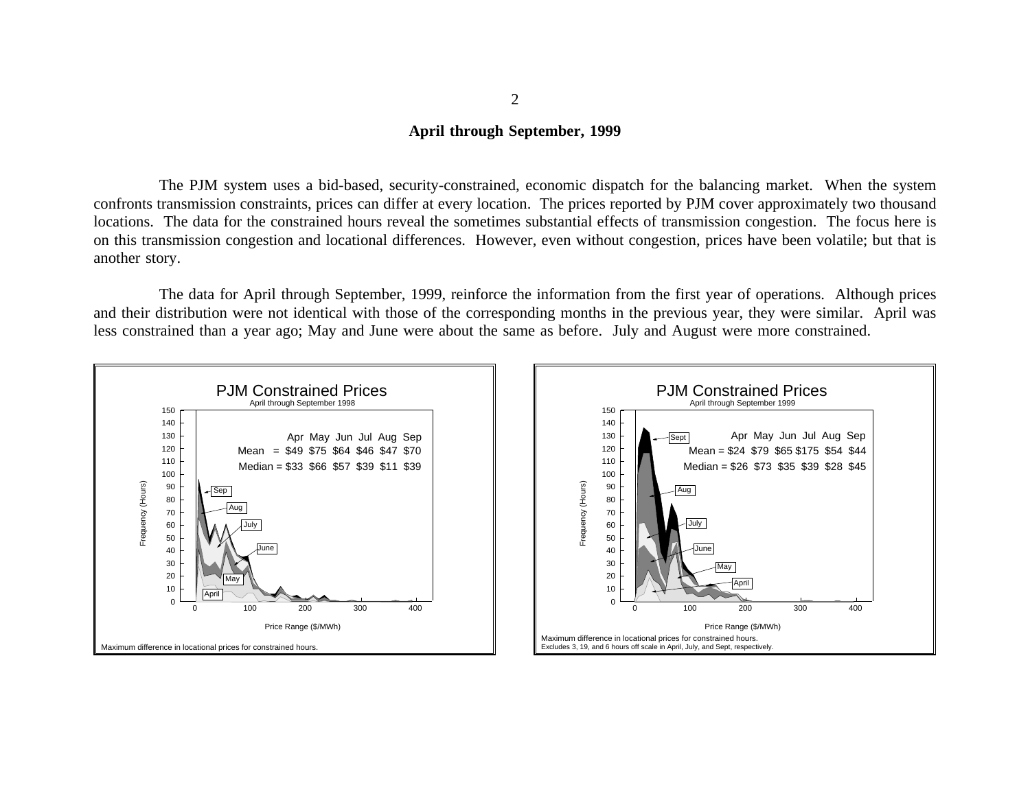## April through September, 1999

The PJM system uses a bid-based, security-constrained, economic dispatch for the balancing market. When the system confronts transmission constraints, prices can differ at every location. The prices reported by PJM cover approximately two thousand locations. The data for the constrained hours reveal the sometimes substantial effects of transmission congestion. The focus here is on this transmission congestion and locational differences. However, even without congestion, prices have been volatile; but that is another story.

The data for April through September, 1999, reinforce the information from the first year of operations. Although prices and their distribution were not identical with those of the corresponding months in the previous year, they were similar. April was less constrained than a year ago; May and June were about the same as before. July and August were more constrained.

**PJM Constrained Prices**
April through September 1998

| | Apr | May | Jun | Jul | Aug | Sep |
|---|---|---|---|---|---|---|
| Mean | $49 | $75 | $64 | $46 | $47 | $70 |
| Median | $33 | $66 | $57 | $39 | $11 | $39 |

Maximum difference in locational prices for constrained hours.

**PJM Constrained Prices**
April through September 1999

| | Apr | May | Jun | Jul | Aug | Sep |
|---|---|---|---|---|---|---|
| Mean | $24 | $79 | $65 | $175 | $54 | $44 |
| Median | $26 | $73 | $35 | $39 | $28 | $45 |

Maximum difference in locational prices for constrained hours.
Excludes 3, 19, and 6 hours off scale in April, July, and Sept, respectively.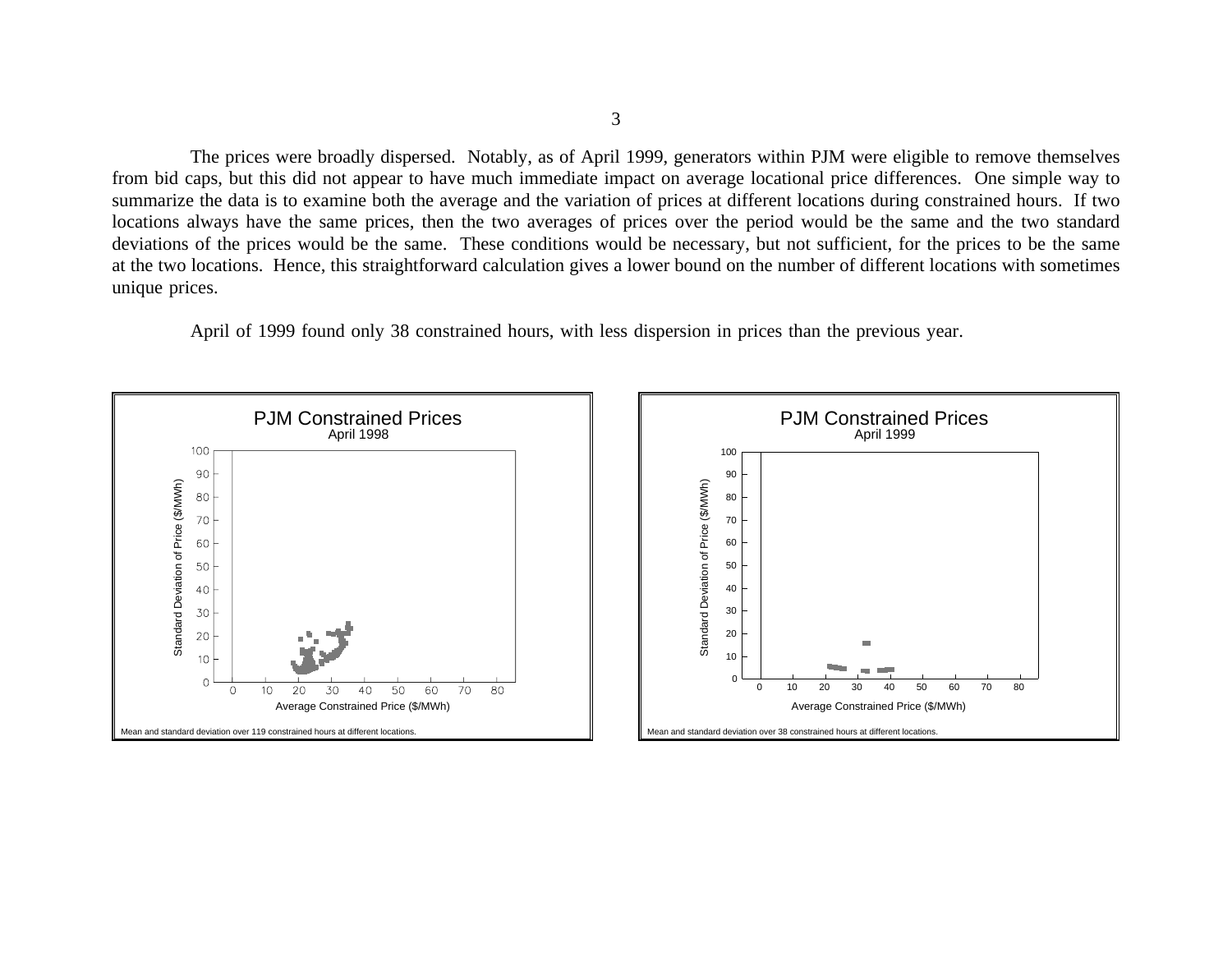The prices were broadly dispersed. Notably, as of April 1999, generators within PJM were eligible to remove themselves from bid caps, but this did not appear to have much immediate impact on average locational price differences. One simple way to summarize the data is to examine both the average and the variation of prices at different locations during constrained hours. If two locations always have the same prices, then the two averages of prices over the period would be the same and the two standard deviations of the prices would be the same. These conditions would be necessary, but not sufficient, for the prices to be the same at the two locations. Hence, this straightforward calculation gives a lower bound on the number of different locations with sometimes unique prices.

April of 1999 found only 38 constrained hours, with less dispersion in prices than the previous year.

**PJM Constrained Prices**
April 1998

Mean and standard deviation over 119 constrained hours at different locations.

**PJM Constrained Prices**
April 1999

Mean and standard deviation over 38 constrained hours at different locations.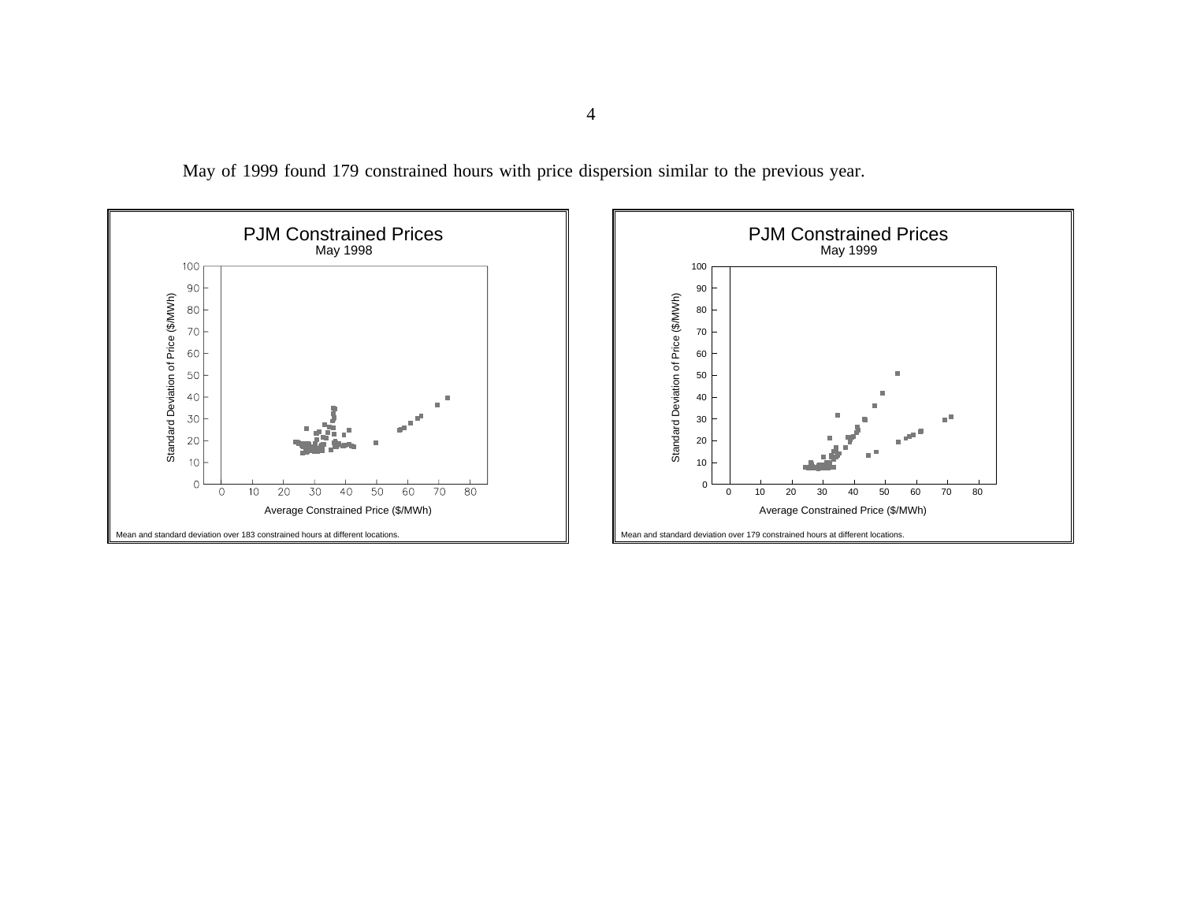May of 1999 found 179 constrained hours with price dispersion similar to the previous year.

**PJM Constrained Prices**
May 1998

Standard Deviation of Price ($/MWh)

Average Constrained Price ($/MWh)

Mean and standard deviation over 183 constrained hours at different locations.

**PJM Constrained Prices**
May 1999

Standard Deviation of Price ($/MWh)

Average Constrained Price ($/MWh)

Mean and standard deviation over 179 constrained hours at different locations.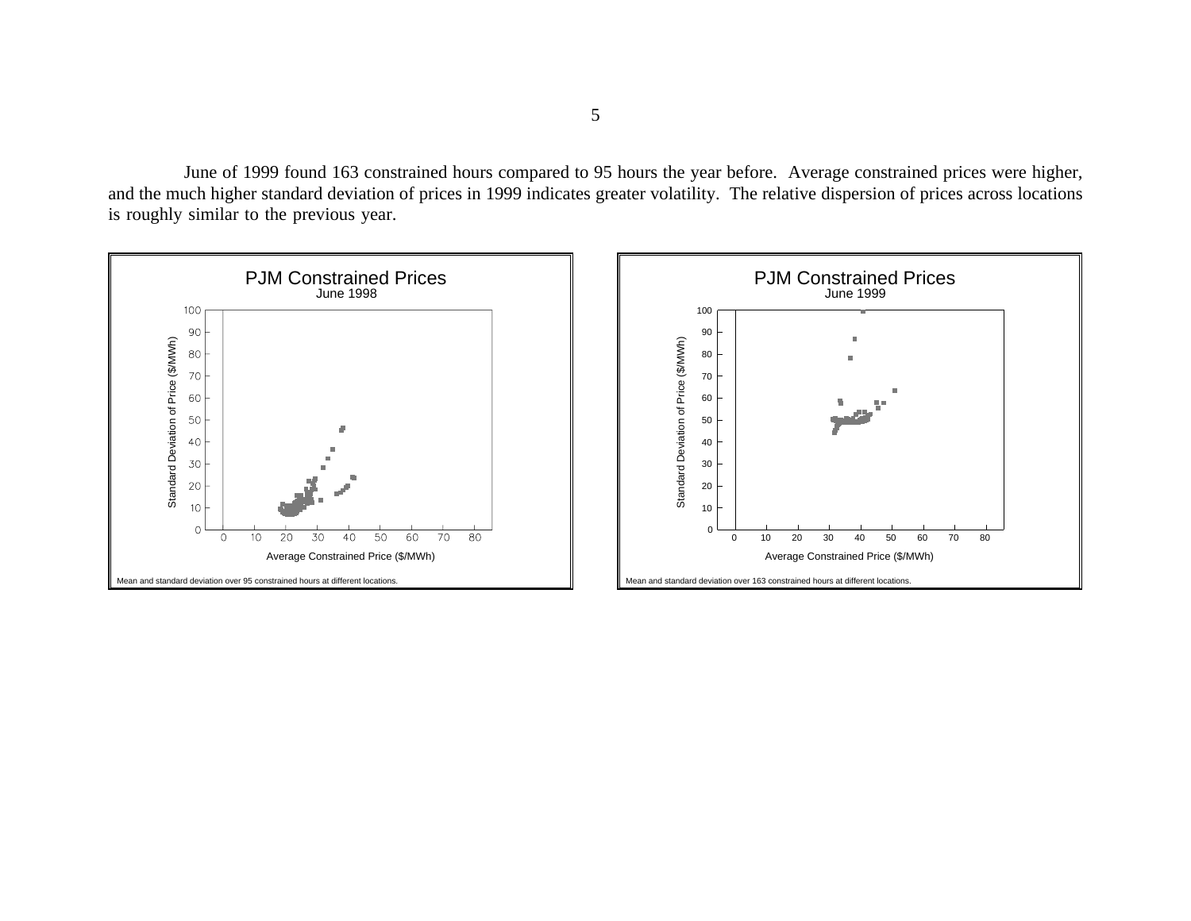June of 1999 found 163 constrained hours compared to 95 hours the year before. Average constrained prices were higher, and the much higher standard deviation of prices in 1999 indicates greater volatility. The relative dispersion of prices across locations is roughly similar to the previous year.

**PJM Constrained Prices**
June 1998

Mean and standard deviation over 95 constrained hours at different locations.

**PJM Constrained Prices**
June 1999

Mean and standard deviation over 163 constrained hours at different locations.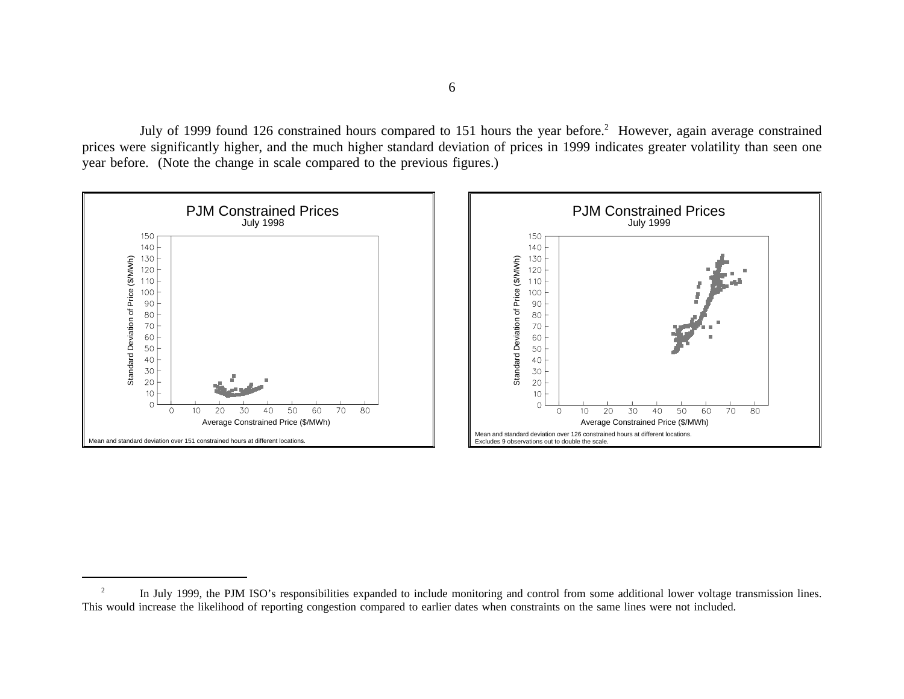July of 1999 found 126 constrained hours compared to 151 hours the year before.[2] However, again average constrained prices were significantly higher, and the much higher standard deviation of prices in 1999 indicates greater volatility than seen one year before. (Note the change in scale compared to the previous figures.)

**PJM Constrained Prices**
July 1998

Mean and standard deviation over 151 constrained hours at different locations.

**PJM Constrained Prices**
July 1999

Mean and standard deviation over 126 constrained hours at different locations.
Excludes 9 observations out to double the scale.

---

[2] In July 1999, the PJM ISO's responsibilities expanded to include monitoring and control from some additional lower voltage transmission lines. This would increase the likelihood of reporting congestion compared to earlier dates when constraints on the same lines were not included.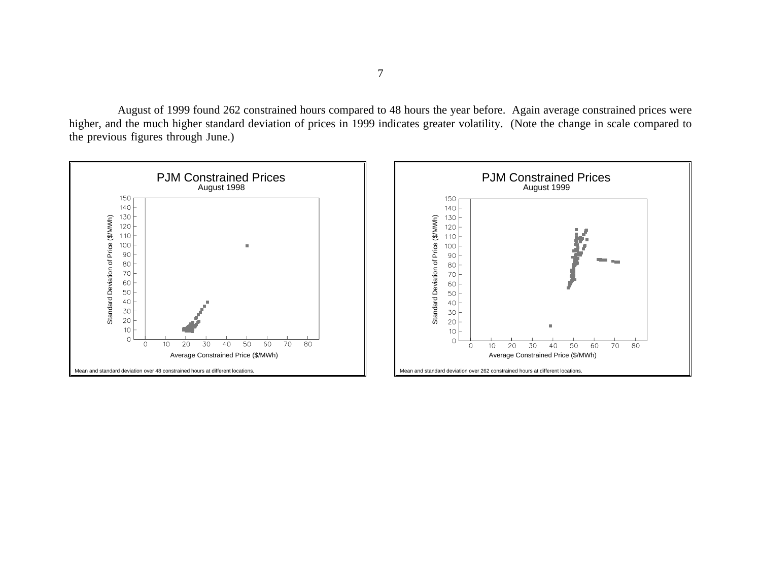August of 1999 found 262 constrained hours compared to 48 hours the year before. Again average constrained prices were higher, and the much higher standard deviation of prices in 1999 indicates greater volatility. (Note the change in scale compared to the previous figures through June.)

**PJM Constrained Prices**
August 1998

Mean and standard deviation over 48 constrained hours at different locations.

**PJM Constrained Prices**
August 1999

Mean and standard deviation over 262 constrained hours at different locations.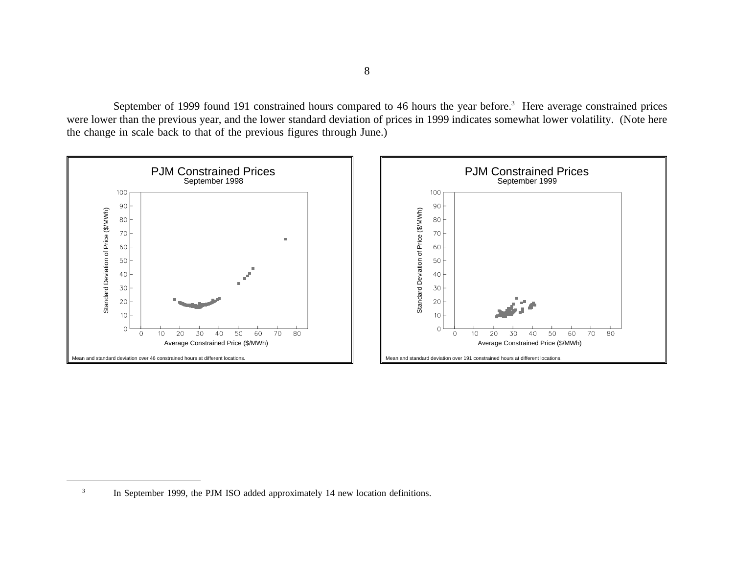September of 1999 found 191 constrained hours compared to 46 hours the year before.[3] Here average constrained prices were lower than the previous year, and the lower standard deviation of prices in 1999 indicates somewhat lower volatility. (Note here the change in scale back to that of the previous figures through June.)

**PJM Constrained Prices**
September 1998

Mean and standard deviation over 46 constrained hours at different locations.

**PJM Constrained Prices**
September 1999

Mean and standard deviation over 191 constrained hours at different locations.

---

[3] In September 1999, the PJM ISO added approximately 14 new location definitions.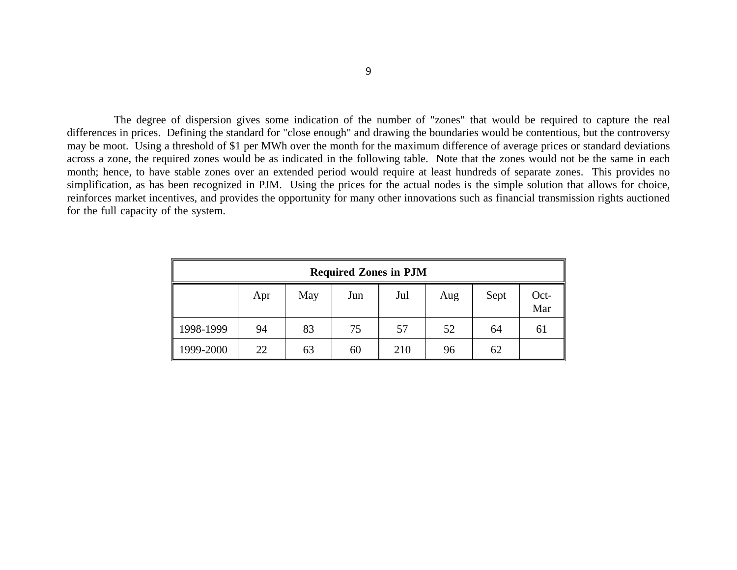The degree of dispersion gives some indication of the number of "zones" that would be required to capture the real differences in prices. Defining the standard for "close enough" and drawing the boundaries would be contentious, but the controversy may be moot. Using a threshold of $1 per MWh over the month for the maximum difference of average prices or standard deviations across a zone, the required zones would be as indicated in the following table. Note that the zones would not be the same in each month; hence, to have stable zones over an extended period would require at least hundreds of separate zones. This provides no simplification, as has been recognized in PJM. Using the prices for the actual nodes is the simple solution that allows for choice, reinforces market incentives, and provides the opportunity for many other innovations such as financial transmission rights auctioned for the full capacity of the system.

| **Required Zones in PJM** | | | | | | | |
|---|---|---|---|---|---|---|---|
| | Apr | May | Jun | Jul | Aug | Sept | Oct-Mar |
| 1998-1999 | 94 | 83 | 75 | 57 | 52 | 64 | 61 |
| 1999-2000 | 22 | 63 | 60 | 210 | 96 | 62 | |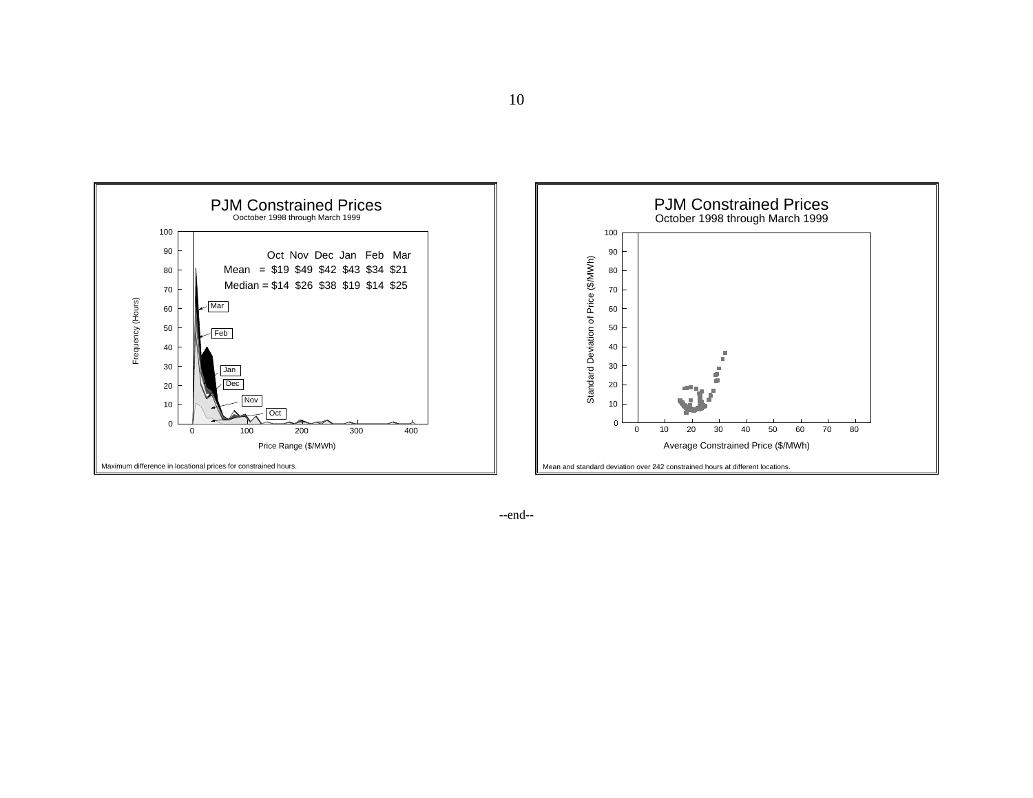PJM Constrained Prices

Ooctober 1998 through March 1999

Oct Nov Dec Jan Feb Mar

Mean = $19 $49 $42 $43 $34 $21

Median = $14 $26 $38 $19 $14 $25

Mar

Feb

Jan

Dec

Nov

Oct

Frequency (Hours)

100
90
80
70
60
50
40
30
20
10
0

0 100 200 300 400

Price Range ($/MWh)

Maximum difference in locational prices for constrained hours.

PJM Constrained Prices

October 1998 through March 1999

Standard Deviation of Price ($/MWh)

100
90
80
70
60
50
40
30
20
10
0

0 10 20 30 40 50 60 70 80

Average Constrained Price ($/MWh)

Mean and standard deviation over 242 constrained hours at different locations.

--end--